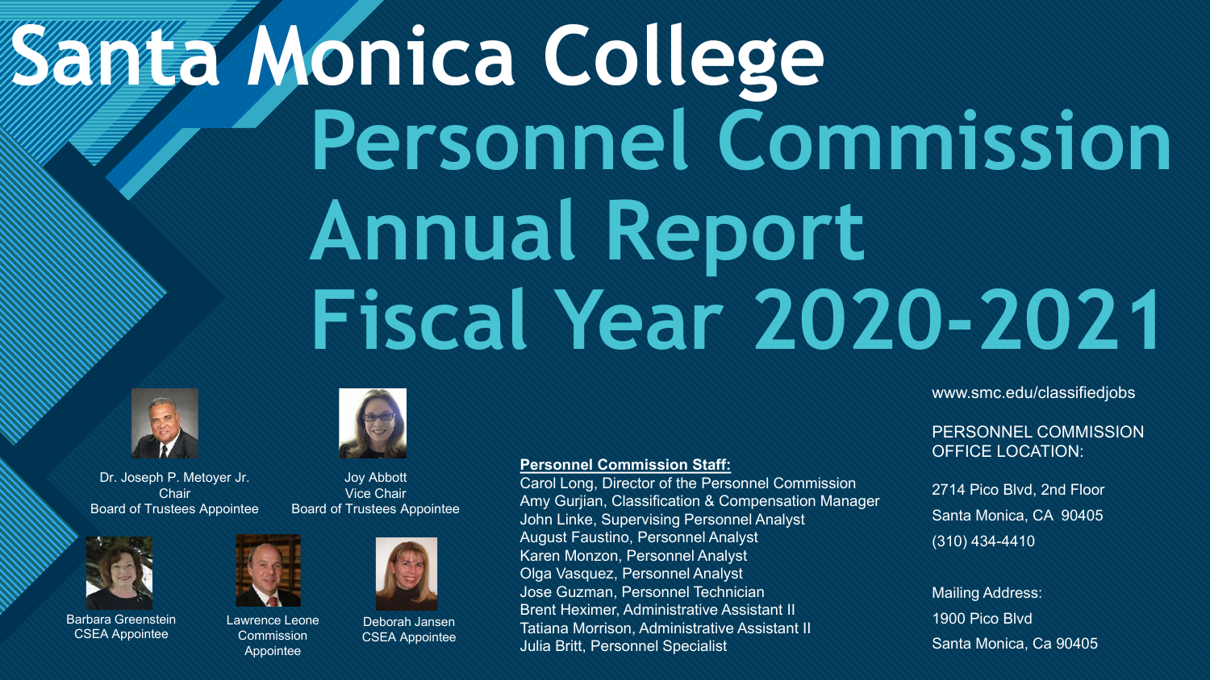# Santa Monica College

# Personnel Commission Annual Report Fiscal Year 2020-2021

Dr. Joseph P. Metoyer Jr.
Chair
Board of Trustees Appointee

Joy Abbott
Vice Chair
Board of Trustees Appointee

Barbara Greenstein
CSEA Appointee

Lawrence Leone
Commission Appointee

Deborah Jansen
CSEA Appointee

**Personnel Commission Staff:**

Carol Long, Director of the Personnel Commission
Amy Gurjian, Classification & Compensation Manager
John Linke, Supervising Personnel Analyst
August Faustino, Personnel Analyst
Karen Monzon, Personnel Analyst
Olga Vasquez, Personnel Analyst
Jose Guzman, Personnel Technician
Brent Heximer, Administrative Assistant II
Tatiana Morrison, Administrative Assistant II
Julia Britt, Personnel Specialist

www.smc.edu/classifiedjobs

PERSONNEL COMMISSION OFFICE LOCATION:

2714 Pico Blvd, 2nd Floor
Santa Monica, CA 90405
(310) 434-4410

Mailing Address:
1900 Pico Blvd
Santa Monica, Ca 90405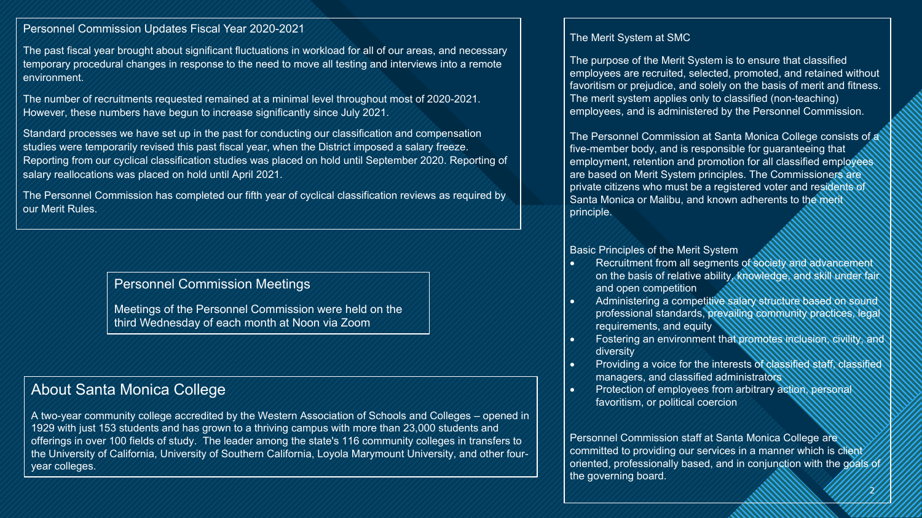## Personnel Commission Updates Fiscal Year 2020-2021

The past fiscal year brought about significant fluctuations in workload for all of our areas, and necessary temporary procedural changes in response to the need to move all testing and interviews into a remote environment.

The number of recruitments requested remained at a minimal level throughout most of 2020-2021. However, these numbers have begun to increase significantly since July 2021.

Standard processes we have set up in the past for conducting our classification and compensation studies were temporarily revised this past fiscal year, when the District imposed a salary freeze. Reporting from our cyclical classification studies was placed on hold until September 2020. Reporting of salary reallocations was placed on hold until April 2021.

The Personnel Commission has completed our fifth year of cyclical classification reviews as required by our Merit Rules.

## Personnel Commission Meetings

Meetings of the Personnel Commission were held on the third Wednesday of each month at Noon via Zoom

## About Santa Monica College

A two-year community college accredited by the Western Association of Schools and Colleges – opened in 1929 with just 153 students and has grown to a thriving campus with more than 23,000 students and offerings in over 100 fields of study. The leader among the state's 116 community colleges in transfers to the University of California, University of Southern California, Loyola Marymount University, and other four-year colleges.

## The Merit System at SMC

The purpose of the Merit System is to ensure that classified employees are recruited, selected, promoted, and retained without favoritism or prejudice, and solely on the basis of merit and fitness. The merit system applies only to classified (non-teaching) employees, and is administered by the Personnel Commission.

The Personnel Commission at Santa Monica College consists of a five-member body, and is responsible for guaranteeing that employment, retention and promotion for all classified employees are based on Merit System principles. The Commissioners are private citizens who must be a registered voter and residents of Santa Monica or Malibu, and known adherents to the merit principle.

Basic Principles of the Merit System

- Recruitment from all segments of society and advancement on the basis of relative ability, knowledge, and skill under fair and open competition
- Administering a competitive salary structure based on sound professional standards, prevailing community practices, legal requirements, and equity
- Fostering an environment that promotes inclusion, civility, and diversity
- Providing a voice for the interests of classified staff, classified managers, and classified administrators
- Protection of employees from arbitrary action, personal favoritism, or political coercion

Personnel Commission staff at Santa Monica College are committed to providing our services in a manner which is client oriented, professionally based, and in conjunction with the goals of the governing board.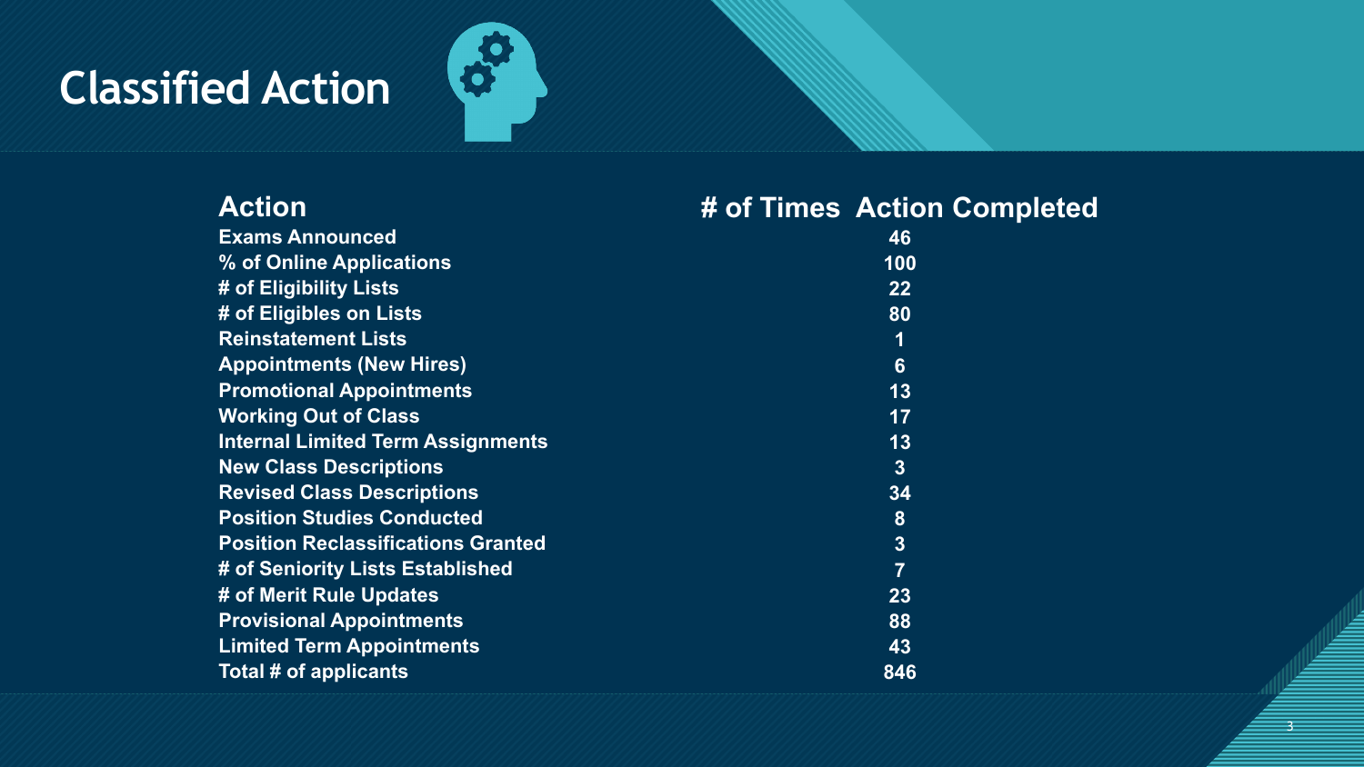# Classified Action

| Action | # of Times Action Completed |
| --- | --- |
| Exams Announced | 46 |
| % of Online Applications | 100 |
| # of Eligibility Lists | 22 |
| # of Eligibles on Lists | 80 |
| Reinstatement Lists | 1 |
| Appointments (New Hires) | 6 |
| Promotional Appointments | 13 |
| Working Out of Class | 17 |
| Internal Limited Term Assignments | 13 |
| New Class Descriptions | 3 |
| Revised Class Descriptions | 34 |
| Position Studies Conducted | 8 |
| Position Reclassifications Granted | 3 |
| # of Seniority Lists Established | 7 |
| # of Merit Rule Updates | 23 |
| Provisional Appointments | 88 |
| Limited Term Appointments | 43 |
| Total # of applicants | 846 |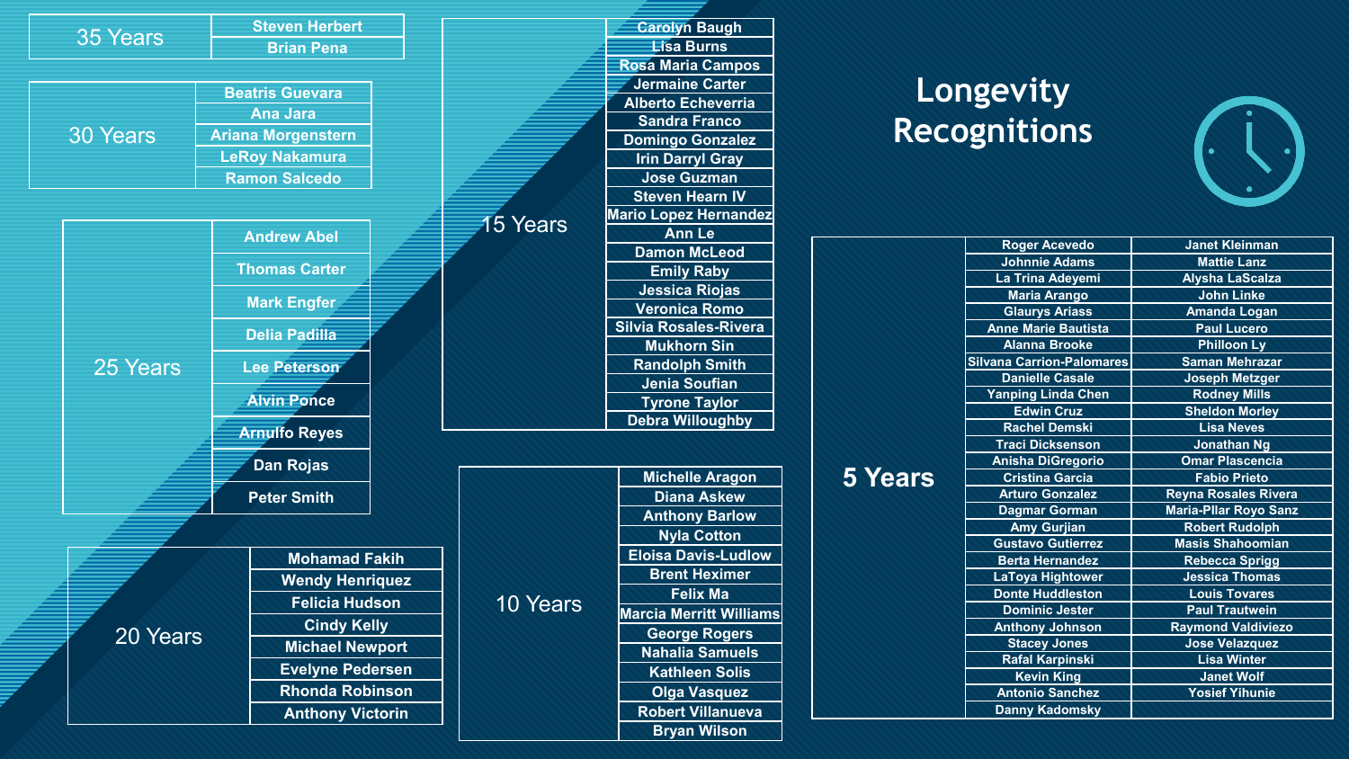# Longevity Recognitions

## 35 Years

- Steven Herbert
- Brian Pena

## 30 Years

- Beatris Guevara
- Ana Jara
- Ariana Morgenstern
- LeRoy Nakamura
- Ramon Salcedo

## 25 Years

- Andrew Abel
- Thomas Carter
- Mark Engfer
- Delia Padilla
- Lee Peterson
- Alvin Ponce
- Arnulfo Reyes
- Dan Rojas
- Peter Smith

## 20 Years

- Mohamad Fakih
- Wendy Henriquez
- Felicia Hudson
- Cindy Kelly
- Michael Newport
- Evelyne Pedersen
- Rhonda Robinson
- Anthony Victorin

## 15 Years

- Carolyn Baugh
- Lisa Burns
- Rosa Maria Campos
- Jermaine Carter
- Alberto Echeverria
- Sandra Franco
- Domingo Gonzalez
- Irin Darryl Gray
- Jose Guzman
- Steven Hearn IV
- Mario Lopez Hernandez
- Ann Le
- Damon McLeod
- Emily Raby
- Jessica Riojas
- Veronica Romo
- Silvia Rosales-Rivera
- Mukhorn Sin
- Randolph Smith
- Jenia Soufian
- Tyrone Taylor
- Debra Willoughby

## 10 Years

- Michelle Aragon
- Diana Askew
- Anthony Barlow
- Nyla Cotton
- Eloisa Davis-Ludlow
- Brent Heximer
- Felix Ma
- Marcia Merritt Williams
- George Rogers
- Nahalia Samuels
- Kathleen Solis
- Olga Vasquez
- Robert Villanueva
- Bryan Wilson

## 5 Years

| | |
|---|---|
| Roger Acevedo | Janet Kleinman |
| Johnnie Adams | Mattie Lanz |
| La Trina Adeyemi | Alysha LaScalza |
| Maria Arango | John Linke |
| Glaurys Ariass | Amanda Logan |
| Anne Marie Bautista | Paul Lucero |
| Alanna Brooke | Philloon Ly |
| Silvana Carrion-Palomares | Saman Mehrazar |
| Danielle Casale | Joseph Metzger |
| Yanping Linda Chen | Rodney Mills |
| Edwin Cruz | Sheldon Morley |
| Rachel Demski | Lisa Neves |
| Traci Dicksenson | Jonathan Ng |
| Anisha DiGregorio | Omar Plascencia |
| Cristina Garcia | Fabio Prieto |
| Arturo Gonzalez | Reyna Rosales Rivera |
| Dagmar Gorman | Maria-Pllar Royo Sanz |
| Amy Gurjian | Robert Rudolph |
| Gustavo Gutierrez | Masis Shahoomian |
| Berta Hernandez | Rebecca Sprigg |
| LaToya Hightower | Jessica Thomas |
| Donte Huddleston | Louis Tovares |
| Dominic Jester | Paul Trautwein |
| Anthony Johnson | Raymond Valdiviezo |
| Stacey Jones | Jose Velazquez |
| Rafal Karpinski | Lisa Winter |
| Kevin King | Janet Wolf |
| Antonio Sanchez | Yosief Yihunie |
| Danny Kadomsky | |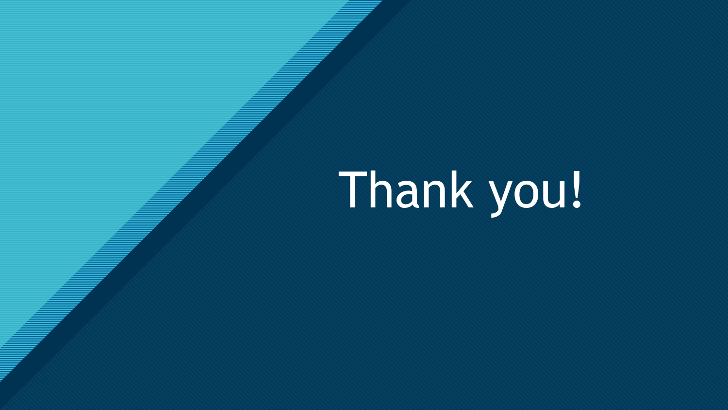# Thank you!